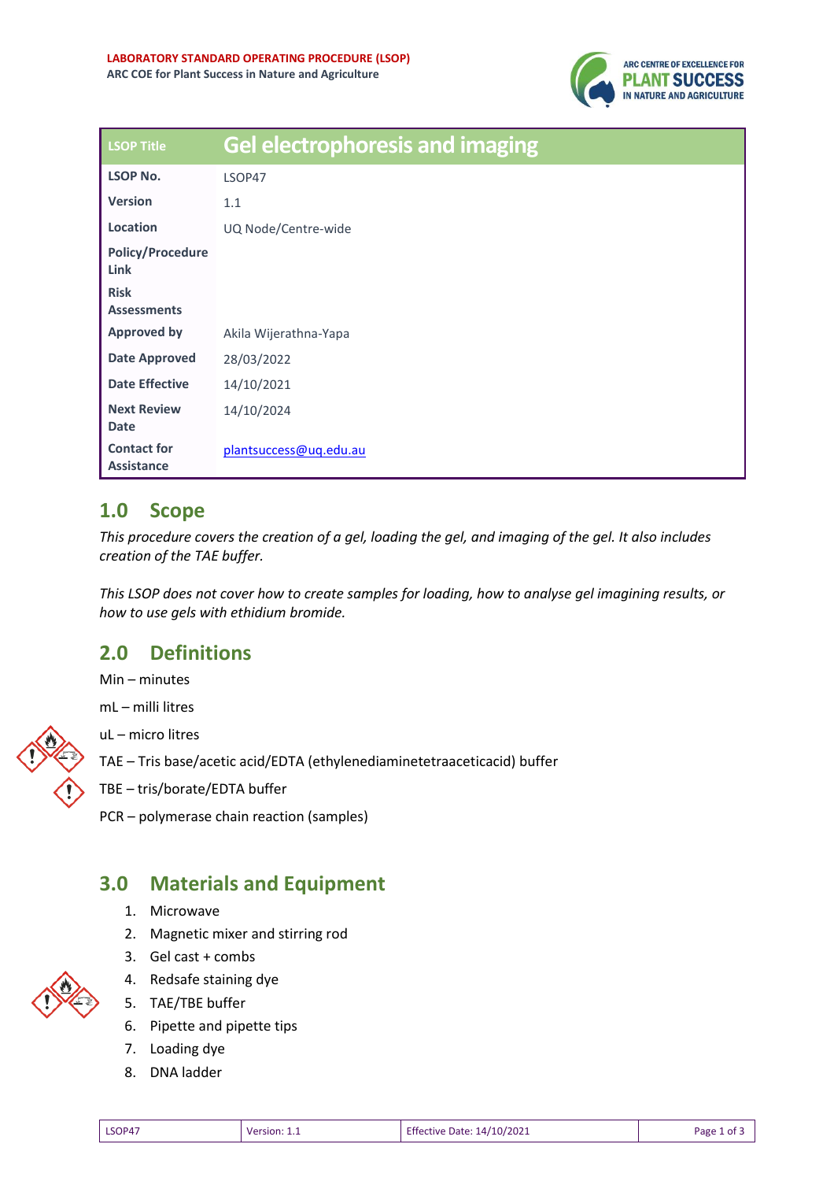**LABORATORY STANDARD OPERATING PROCEDURE (LSOP)**
**ARC COE for Plant Success in Nature and Agriculture**

| LSOP Title | Gel electrophoresis and imaging |
|---|---|
| **LSOP No.** | LSOP47 |
| **Version** | 1.1 |
| **Location** | UQ Node/Centre-wide |
| **Policy/Procedure Link** | |
| **Risk Assessments** | |
| **Approved by** | Akila Wijerathna-Yapa |
| **Date Approved** | 28/03/2022 |
| **Date Effective** | 14/10/2021 |
| **Next Review Date** | 14/10/2024 |
| **Contact for Assistance** | plantsuccess@uq.edu.au |

## 1.0 Scope

*This procedure covers the creation of a gel, loading the gel, and imaging of the gel. It also includes creation of the TAE buffer.*

*This LSOP does not cover how to create samples for loading, how to analyse gel imagining results, or how to use gels with ethidium bromide.*

## 2.0 Definitions

Min – minutes

mL – milli litres

uL – micro litres

TAE – Tris base/acetic acid/EDTA (ethylenediaminetetraaceticacid) buffer

TBE – tris/borate/EDTA buffer

PCR – polymerase chain reaction (samples)

## 3.0 Materials and Equipment

1. Microwave
2. Magnetic mixer and stirring rod
3. Gel cast + combs
4. Redsafe staining dye
5. TAE/TBE buffer
6. Pipette and pipette tips
7. Loading dye
8. DNA ladder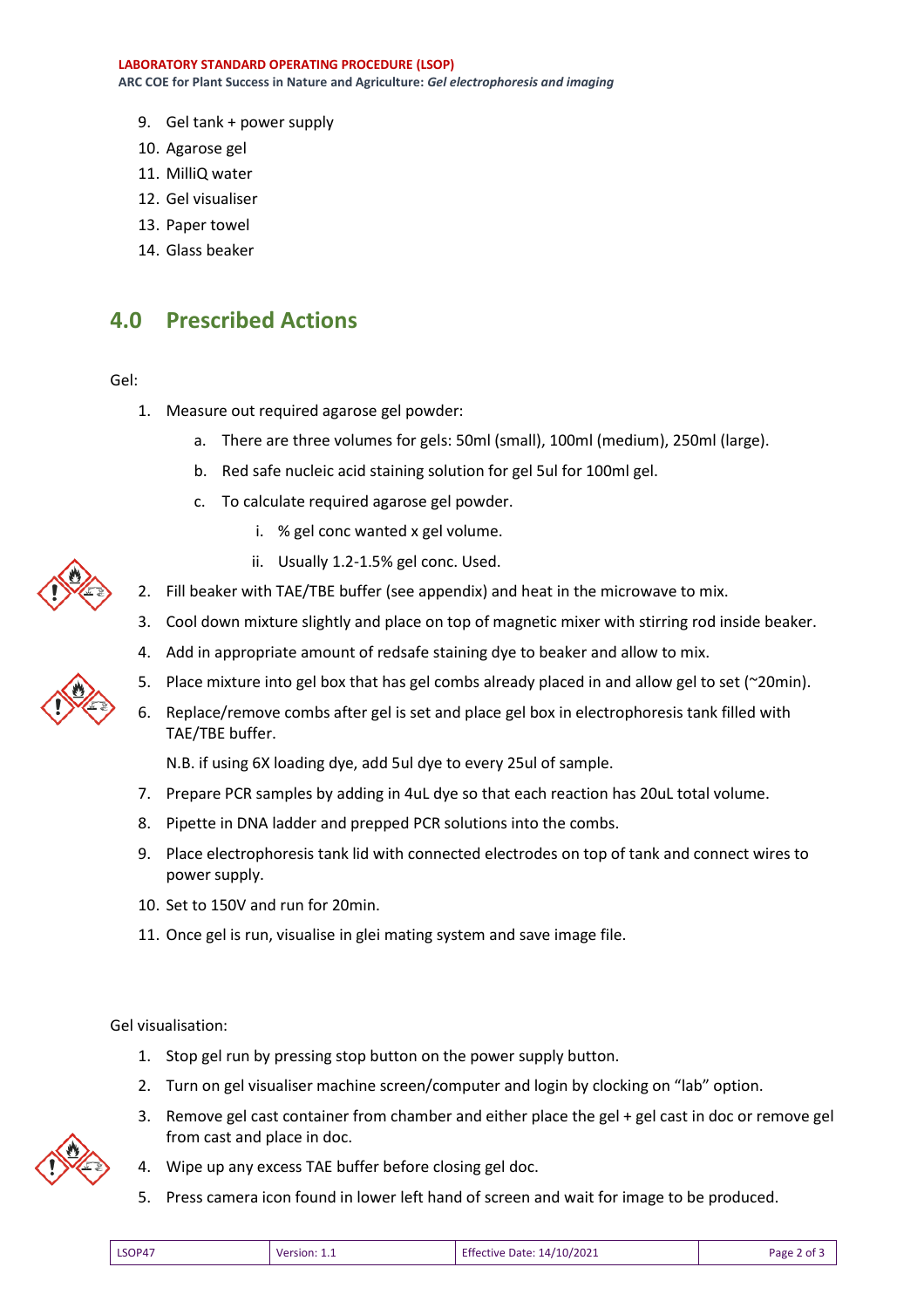9. Gel tank + power supply
10. Agarose gel
11. MilliQ water
12. Gel visualiser
13. Paper towel
14. Glass beaker

## 4.0 Prescribed Actions

Gel:

1. Measure out required agarose gel powder:
    a. There are three volumes for gels: 50ml (small), 100ml (medium), 250ml (large).
    b. Red safe nucleic acid staining solution for gel 5ul for 100ml gel.
    c. To calculate required agarose gel powder.
        i. % gel conc wanted x gel volume.
        ii. Usually 1.2-1.5% gel conc. Used.
2. Fill beaker with TAE/TBE buffer (see appendix) and heat in the microwave to mix.
3. Cool down mixture slightly and place on top of magnetic mixer with stirring rod inside beaker.
4. Add in appropriate amount of redsafe staining dye to beaker and allow to mix.
5. Place mixture into gel box that has gel combs already placed in and allow gel to set (~20min).
6. Replace/remove combs after gel is set and place gel box in electrophoresis tank filled with TAE/TBE buffer.

    N.B. if using 6X loading dye, add 5ul dye to every 25ul of sample.

7. Prepare PCR samples by adding in 4uL dye so that each reaction has 20uL total volume.
8. Pipette in DNA ladder and prepped PCR solutions into the combs.
9. Place electrophoresis tank lid with connected electrodes on top of tank and connect wires to power supply.
10. Set to 150V and run for 20min.
11. Once gel is run, visualise in glei mating system and save image file.

Gel visualisation:

1. Stop gel run by pressing stop button on the power supply button.
2. Turn on gel visualiser machine screen/computer and login by clocking on "lab" option.
3. Remove gel cast container from chamber and either place the gel + gel cast in doc or remove gel from cast and place in doc.
4. Wipe up any excess TAE buffer before closing gel doc.
5. Press camera icon found in lower left hand of screen and wait for image to be produced.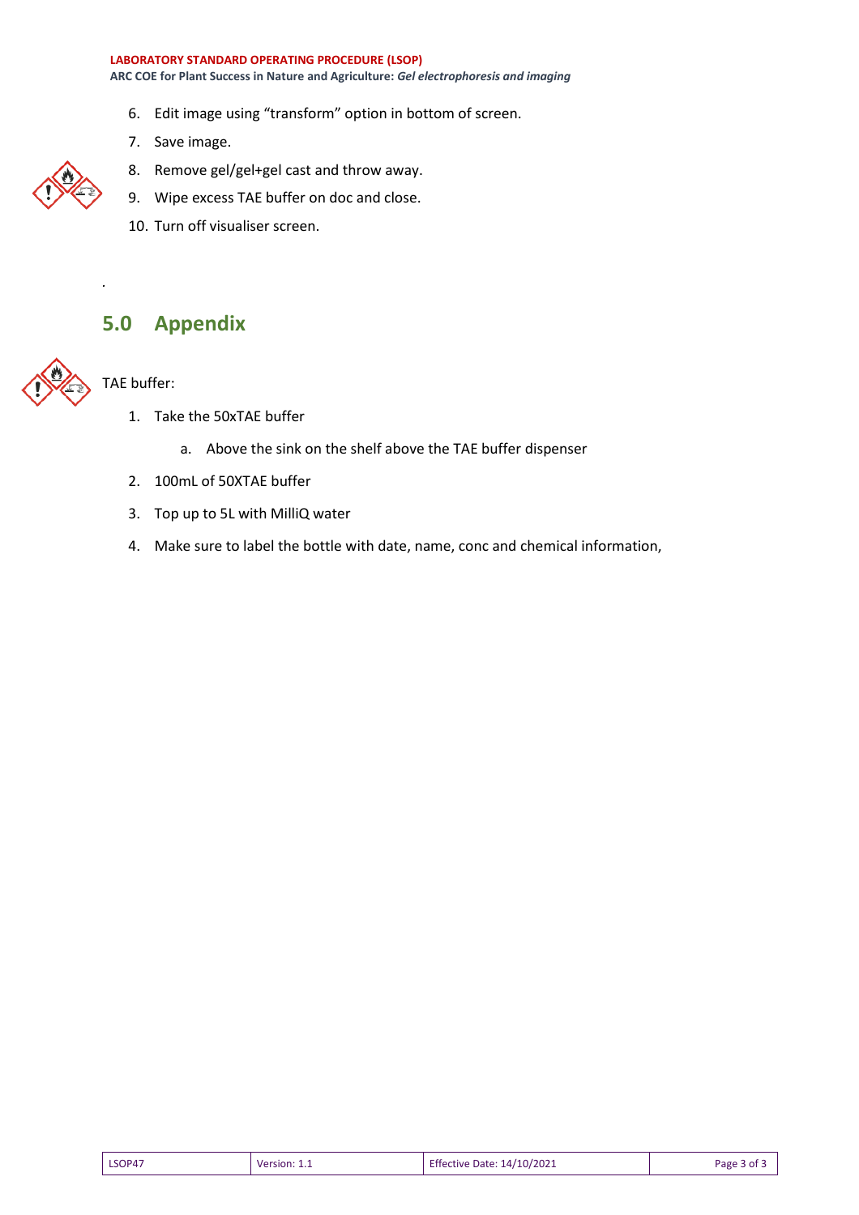6. Edit image using “transform” option in bottom of screen.
7. Save image.
8. Remove gel/gel+gel cast and throw away.
9. Wipe excess TAE buffer on doc and close.
10. Turn off visualiser screen.

.

## 5.0 Appendix

TAE buffer:

1. Take the 50xTAE buffer
    a. Above the sink on the shelf above the TAE buffer dispenser
2. 100mL of 50XTAE buffer
3. Top up to 5L with MilliQ water
4. Make sure to label the bottle with date, name, conc and chemical information,